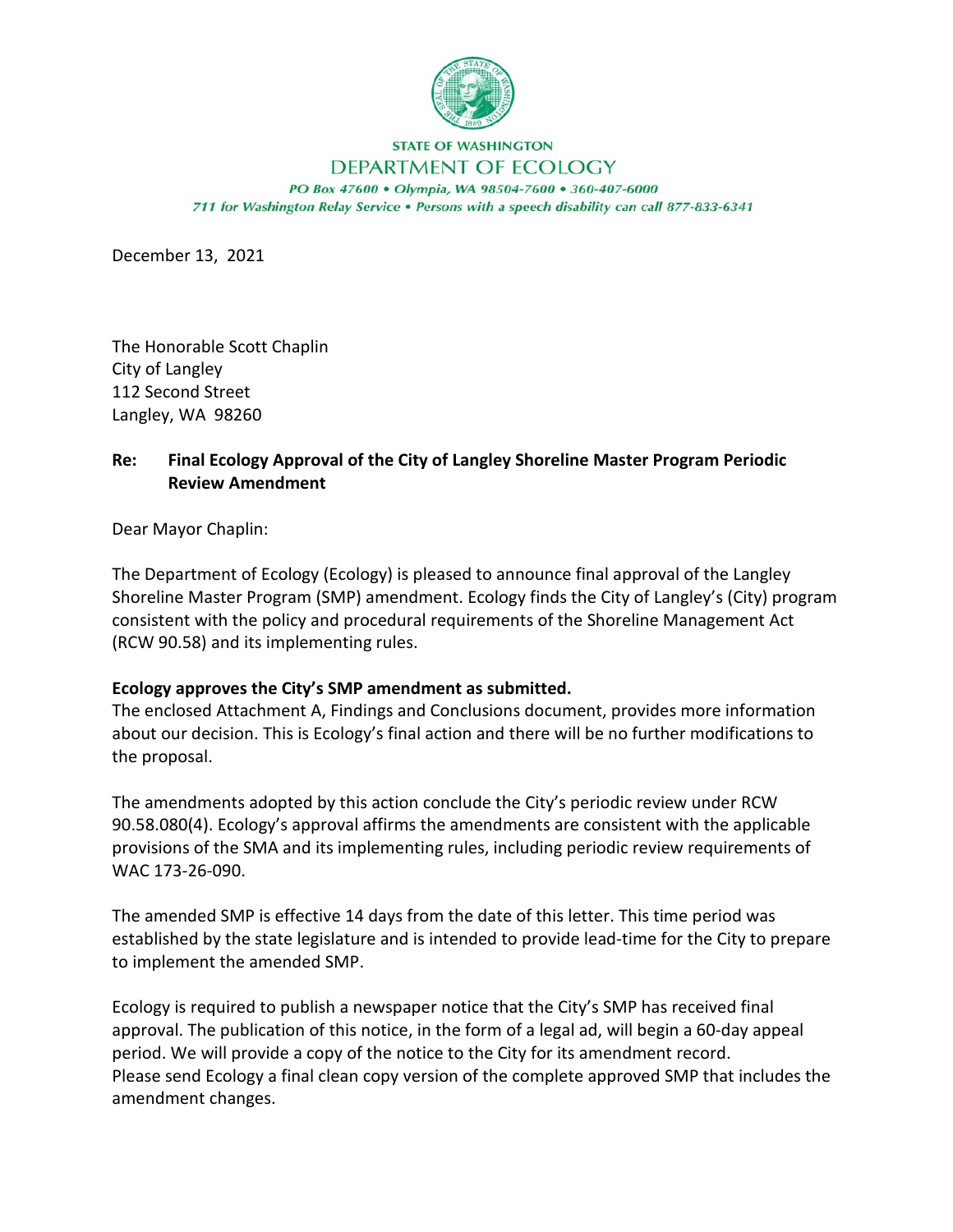STATE OF WASHINGTON

DEPARTMENT OF ECOLOGY

*PO Box 47600 • Olympia, WA 98504-7600 • 360-407-6000*
*711 for Washington Relay Service • Persons with a speech disability can call 877-833-6341*

December 13, 2021

The Honorable Scott Chaplin
City of Langley
112 Second Street
Langley, WA 98260

**Re: Final Ecology Approval of the City of Langley Shoreline Master Program Periodic Review Amendment**

Dear Mayor Chaplin:

The Department of Ecology (Ecology) is pleased to announce final approval of the Langley Shoreline Master Program (SMP) amendment. Ecology finds the City of Langley's (City) program consistent with the policy and procedural requirements of the Shoreline Management Act (RCW 90.58) and its implementing rules.

**Ecology approves the City's SMP amendment as submitted.**
The enclosed Attachment A, Findings and Conclusions document, provides more information about our decision. This is Ecology's final action and there will be no further modifications to the proposal.

The amendments adopted by this action conclude the City's periodic review under RCW 90.58.080(4). Ecology's approval affirms the amendments are consistent with the applicable provisions of the SMA and its implementing rules, including periodic review requirements of WAC 173-26-090.

The amended SMP is effective 14 days from the date of this letter. This time period was established by the state legislature and is intended to provide lead-time for the City to prepare to implement the amended SMP.

Ecology is required to publish a newspaper notice that the City's SMP has received final approval. The publication of this notice, in the form of a legal ad, will begin a 60-day appeal period. We will provide a copy of the notice to the City for its amendment record.
Please send Ecology a final clean copy version of the complete approved SMP that includes the amendment changes.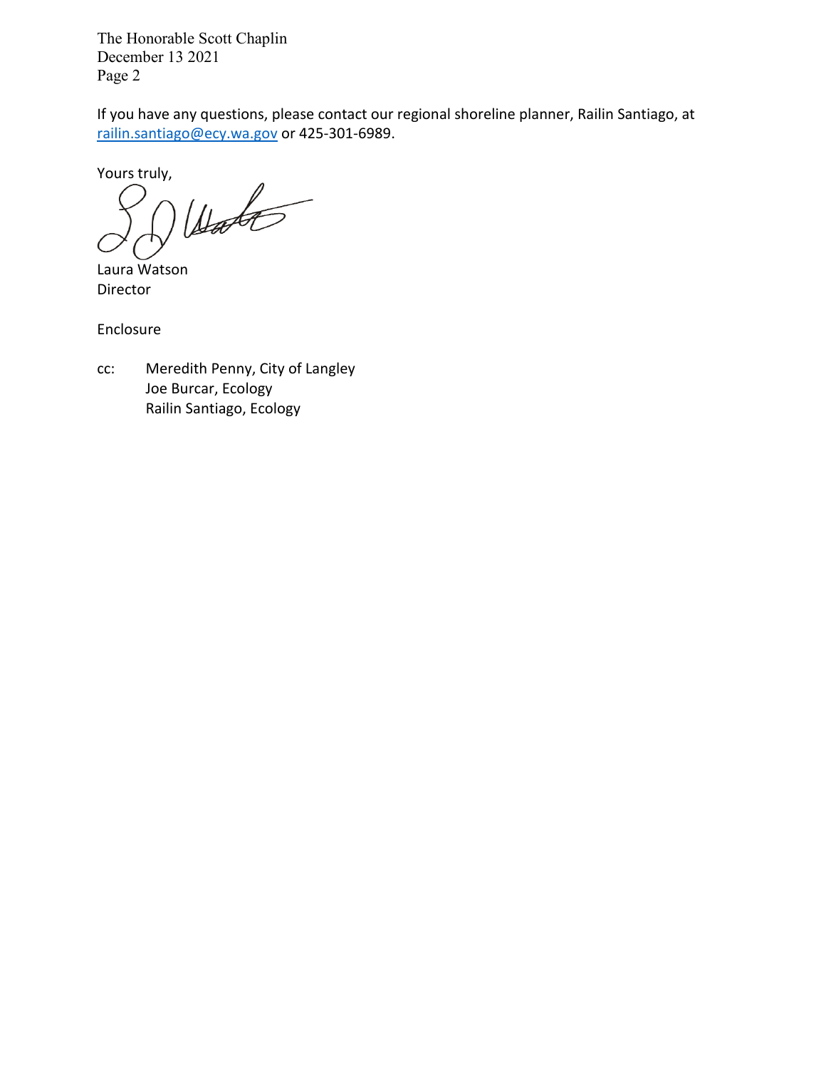If you have any questions, please contact our regional shoreline planner, Railin Santiago, at railin.santiago@ecy.wa.gov or 425-301-6989.

Yours truly,

Laura Watson
Director

Enclosure

cc: Meredith Penny, City of Langley
Joe Burcar, Ecology
Railin Santiago, Ecology